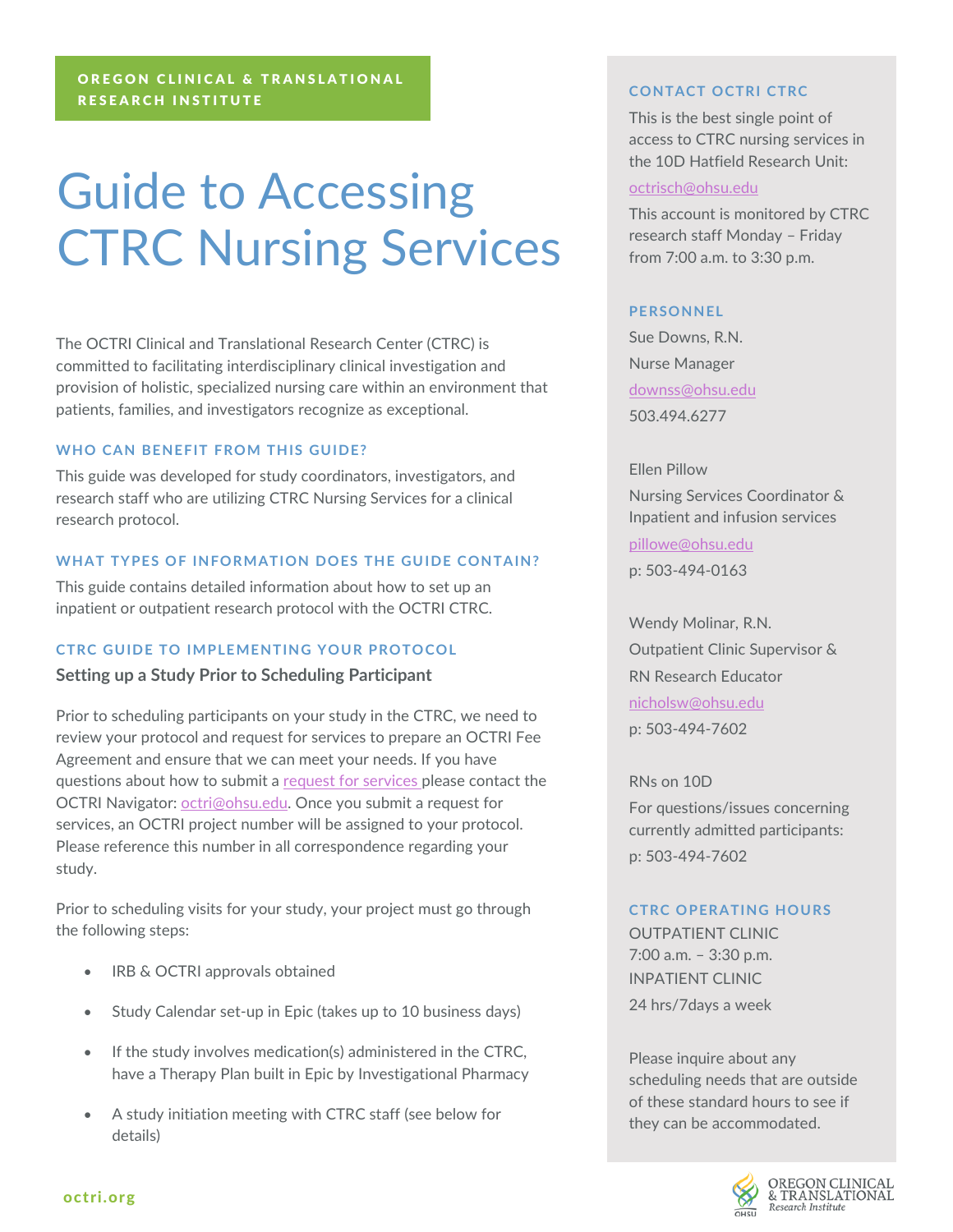OREGON CLINICAL & TRANSLATIONAL RESEARCH INSTITUTE

# Guide to Accessing CTRC Nursing Services

The OCTRI Clinical and Translational Research Center (CTRC) is committed to facilitating interdisciplinary clinical investigation and provision of holistic, specialized nursing care within an environment that patients, families, and investigators recognize as exceptional.

### WHO CAN BENEFIT FROM THIS GUIDE?

This guide was developed for study coordinators, investigators, and research staff who are utilizing CTRC Nursing Services for a clinical research protocol.

### WHAT TYPES OF INFORMATION DOES THE GUIDE CONTAIN?

This guide contains detailed information about how to set up an inpatient or outpatient research protocol with the OCTRI CTRC.

### CTRC GUIDE TO IMPLEMENTING YOUR PROTOCOL

**Setting up a Study Prior to Scheduling Participant**

Prior to scheduling participants on your study in the CTRC, we need to review your protocol and request for services to prepare an OCTRI Fee Agreement and ensure that we can meet your needs. If you have questions about how to submit a request for services please contact the OCTRI Navigator: octri@ohsu.edu. Once you submit a request for services, an OCTRI project number will be assigned to your protocol. Please reference this number in all correspondence regarding your study.

Prior to scheduling visits for your study, your project must go through the following steps:

- IRB & OCTRI approvals obtained
- Study Calendar set-up in Epic (takes up to 10 business days)
- If the study involves medication(s) administered in the CTRC, have a Therapy Plan built in Epic by Investigational Pharmacy
- A study initiation meeting with CTRC staff (see below for details)

### CONTACT OCTRI CTRC

This is the best single point of access to CTRC nursing services in the 10D Hatfield Research Unit:

octrisch@ohsu.edu

This account is monitored by CTRC research staff Monday – Friday from 7:00 a.m. to 3:30 p.m.

### PERSONNEL

Sue Downs, R.N.
Nurse Manager
downss@ohsu.edu
503.494.6277

Ellen Pillow
Nursing Services Coordinator & Inpatient and infusion services
pillowe@ohsu.edu
p: 503-494-0163

Wendy Molinar, R.N.
Outpatient Clinic Supervisor & RN Research Educator
nicholsw@ohsu.edu
p: 503-494-7602

RNs on 10D
For questions/issues concerning currently admitted participants:
p: 503-494-7602

### CTRC OPERATING HOURS

OUTPATIENT CLINIC
7:00 a.m. – 3:30 p.m.
INPATIENT CLINIC
24 hrs/7days a week

Please inquire about any scheduling needs that are outside of these standard hours to see if they can be accommodated.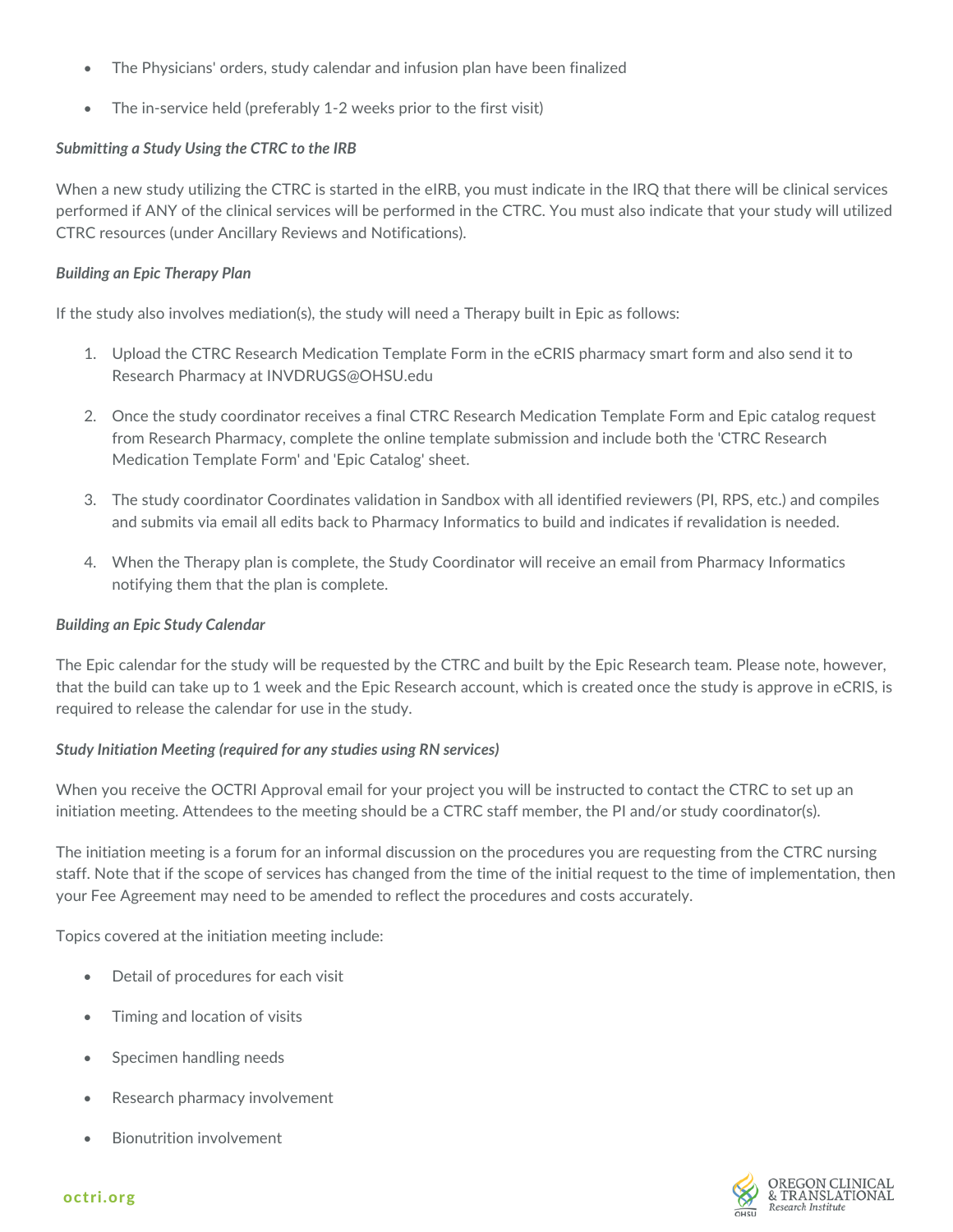- The Physicians' orders, study calendar and infusion plan have been finalized
- The in-service held (preferably 1-2 weeks prior to the first visit)

***Submitting a Study Using the CTRC to the IRB***

When a new study utilizing the CTRC is started in the eIRB, you must indicate in the IRQ that there will be clinical services performed if ANY of the clinical services will be performed in the CTRC. You must also indicate that your study will utilized CTRC resources (under Ancillary Reviews and Notifications).

***Building an Epic Therapy Plan***

If the study also involves mediation(s), the study will need a Therapy built in Epic as follows:

1. Upload the CTRC Research Medication Template Form in the eCRIS pharmacy smart form and also send it to Research Pharmacy at INVDRUGS@OHSU.edu
2. Once the study coordinator receives a final CTRC Research Medication Template Form and Epic catalog request from Research Pharmacy, complete the online template submission and include both the 'CTRC Research Medication Template Form' and 'Epic Catalog' sheet.
3. The study coordinator Coordinates validation in Sandbox with all identified reviewers (PI, RPS, etc.) and compiles and submits via email all edits back to Pharmacy Informatics to build and indicates if revalidation is needed.
4. When the Therapy plan is complete, the Study Coordinator will receive an email from Pharmacy Informatics notifying them that the plan is complete.

***Building an Epic Study Calendar***

The Epic calendar for the study will be requested by the CTRC and built by the Epic Research team. Please note, however, that the build can take up to 1 week and the Epic Research account, which is created once the study is approve in eCRIS, is required to release the calendar for use in the study.

***Study Initiation Meeting (required for any studies using RN services)***

When you receive the OCTRI Approval email for your project you will be instructed to contact the CTRC to set up an initiation meeting. Attendees to the meeting should be a CTRC staff member, the PI and/or study coordinator(s).

The initiation meeting is a forum for an informal discussion on the procedures you are requesting from the CTRC nursing staff. Note that if the scope of services has changed from the time of the initial request to the time of implementation, then your Fee Agreement may need to be amended to reflect the procedures and costs accurately.

Topics covered at the initiation meeting include:

- Detail of procedures for each visit
- Timing and location of visits
- Specimen handling needs
- Research pharmacy involvement
- Bionutrition involvement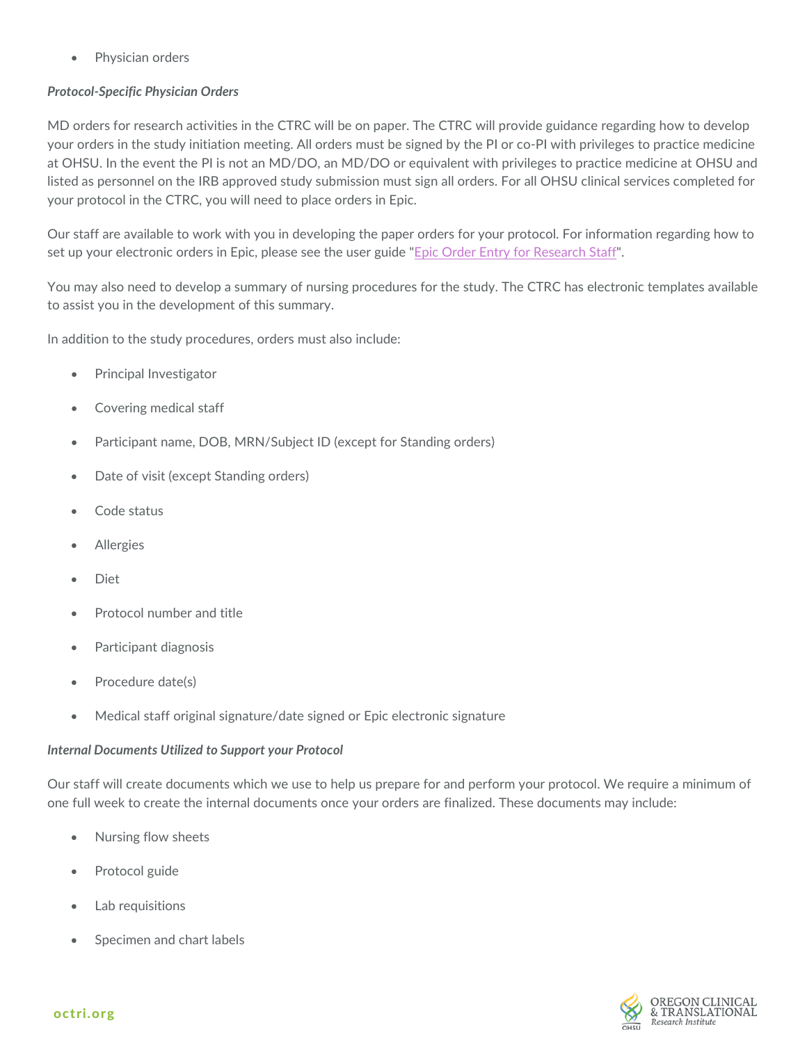- Physician orders

***Protocol-Specific Physician Orders***

MD orders for research activities in the CTRC will be on paper. The CTRC will provide guidance regarding how to develop your orders in the study initiation meeting. All orders must be signed by the PI or co-PI with privileges to practice medicine at OHSU. In the event the PI is not an MD/DO, an MD/DO or equivalent with privileges to practice medicine at OHSU and listed as personnel on the IRB approved study submission must sign all orders. For all OHSU clinical services completed for your protocol in the CTRC, you will need to place orders in Epic.

Our staff are available to work with you in developing the paper orders for your protocol. For information regarding how to set up your electronic orders in Epic, please see the user guide "Epic Order Entry for Research Staff".

You may also need to develop a summary of nursing procedures for the study. The CTRC has electronic templates available to assist you in the development of this summary.

In addition to the study procedures, orders must also include:

- Principal Investigator
- Covering medical staff
- Participant name, DOB, MRN/Subject ID (except for Standing orders)
- Date of visit (except Standing orders)
- Code status
- Allergies
- Diet
- Protocol number and title
- Participant diagnosis
- Procedure date(s)
- Medical staff original signature/date signed or Epic electronic signature

***Internal Documents Utilized to Support your Protocol***

Our staff will create documents which we use to help us prepare for and perform your protocol. We require a minimum of one full week to create the internal documents once your orders are finalized. These documents may include:

- Nursing flow sheets
- Protocol guide
- Lab requisitions
- Specimen and chart labels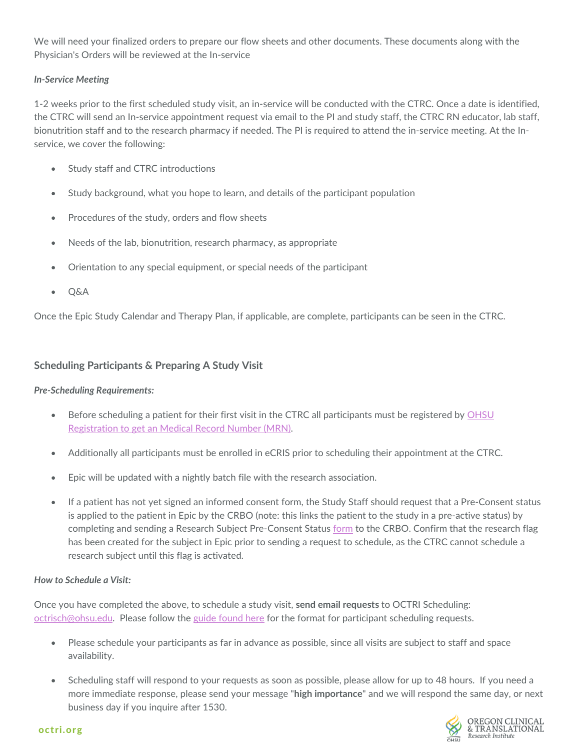We will need your finalized orders to prepare our flow sheets and other documents. These documents along with the Physician's Orders will be reviewed at the In-service

*In-Service Meeting*

1-2 weeks prior to the first scheduled study visit, an in-service will be conducted with the CTRC. Once a date is identified, the CTRC will send an In-service appointment request via email to the PI and study staff, the CTRC RN educator, lab staff, bionutrition staff and to the research pharmacy if needed. The PI is required to attend the in-service meeting. At the In-service, we cover the following:

- Study staff and CTRC introductions
- Study background, what you hope to learn, and details of the participant population
- Procedures of the study, orders and flow sheets
- Needs of the lab, bionutrition, research pharmacy, as appropriate
- Orientation to any special equipment, or special needs of the participant
- Q&A

Once the Epic Study Calendar and Therapy Plan, if applicable, are complete, participants can be seen in the CTRC.

## Scheduling Participants & Preparing A Study Visit

*Pre-Scheduling Requirements:*

- Before scheduling a patient for their first visit in the CTRC all participants must be registered by OHSU Registration to get an Medical Record Number (MRN).
- Additionally all participants must be enrolled in eCRIS prior to scheduling their appointment at the CTRC.
- Epic will be updated with a nightly batch file with the research association.
- If a patient has not yet signed an informed consent form, the Study Staff should request that a Pre-Consent status is applied to the patient in Epic by the CRBO (note: this links the patient to the study in a pre-active status) by completing and sending a Research Subject Pre-Consent Status form to the CRBO. Confirm that the research flag has been created for the subject in Epic prior to sending a request to schedule, as the CTRC cannot schedule a research subject until this flag is activated.

*How to Schedule a Visit:*

Once you have completed the above, to schedule a study visit, **send email requests** to OCTRI Scheduling: octrisch@ohsu.edu. Please follow the guide found here for the format for participant scheduling requests.

- Please schedule your participants as far in advance as possible, since all visits are subject to staff and space availability.
- Scheduling staff will respond to your requests as soon as possible, please allow for up to 48 hours. If you need a more immediate response, please send your message "**high importance**" and we will respond the same day, or next business day if you inquire after 1530.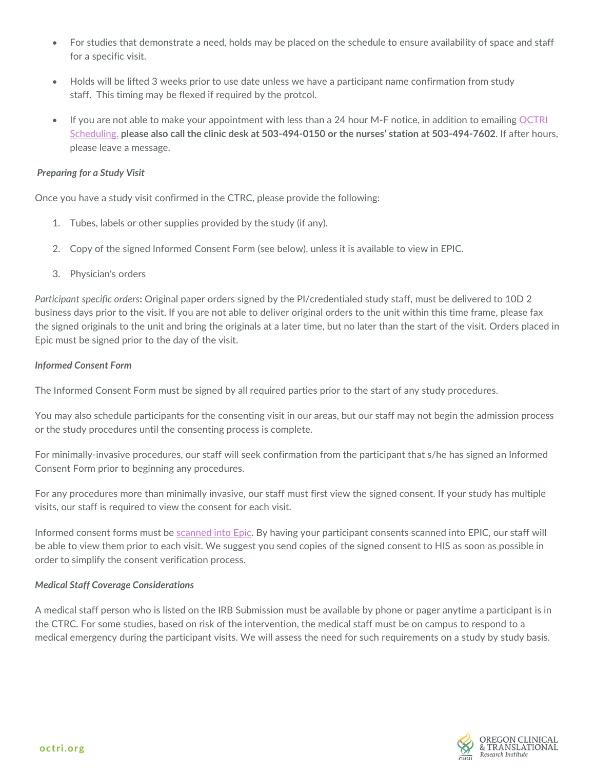- For studies that demonstrate a need, holds may be placed on the schedule to ensure availability of space and staff for a specific visit.
- Holds will be lifted 3 weeks prior to use date unless we have a participant name confirmation from study staff. This timing may be flexed if required by the protcol.
- If you are not able to make your appointment with less than a 24 hour M-F notice, in addition to emailing OCTRI Scheduling, **please also call the clinic desk at 503-494-0150 or the nurses' station at 503-494-7602**. If after hours, please leave a message.

***Preparing for a Study Visit***

Once you have a study visit confirmed in the CTRC, please provide the following:

1. Tubes, labels or other supplies provided by the study (if any).
2. Copy of the signed Informed Consent Form (see below), unless it is available to view in EPIC.
3. Physician's orders

*Participant specific orders***:** Original paper orders signed by the PI/credentialed study staff, must be delivered to 10D 2 business days prior to the visit. If you are not able to deliver original orders to the unit within this time frame, please fax the signed originals to the unit and bring the originals at a later time, but no later than the start of the visit. Orders placed in Epic must be signed prior to the day of the visit.

***Informed Consent Form***

The Informed Consent Form must be signed by all required parties prior to the start of any study procedures.

You may also schedule participants for the consenting visit in our areas, but our staff may not begin the admission process or the study procedures until the consenting process is complete.

For minimally-invasive procedures, our staff will seek confirmation from the participant that s/he has signed an Informed Consent Form prior to beginning any procedures.

For any procedures more than minimally invasive, our staff must first view the signed consent. If your study has multiple visits, our staff is required to view the consent for each visit.

Informed consent forms must be scanned into Epic. By having your participant consents scanned into EPIC, our staff will be able to view them prior to each visit. We suggest you send copies of the signed consent to HIS as soon as possible in order to simplify the consent verification process.

***Medical Staff Coverage Considerations***

A medical staff person who is listed on the IRB Submission must be available by phone or pager anytime a participant is in the CTRC. For some studies, based on risk of the intervention, the medical staff must be on campus to respond to a medical emergency during the participant visits. We will assess the need for such requirements on a study by study basis.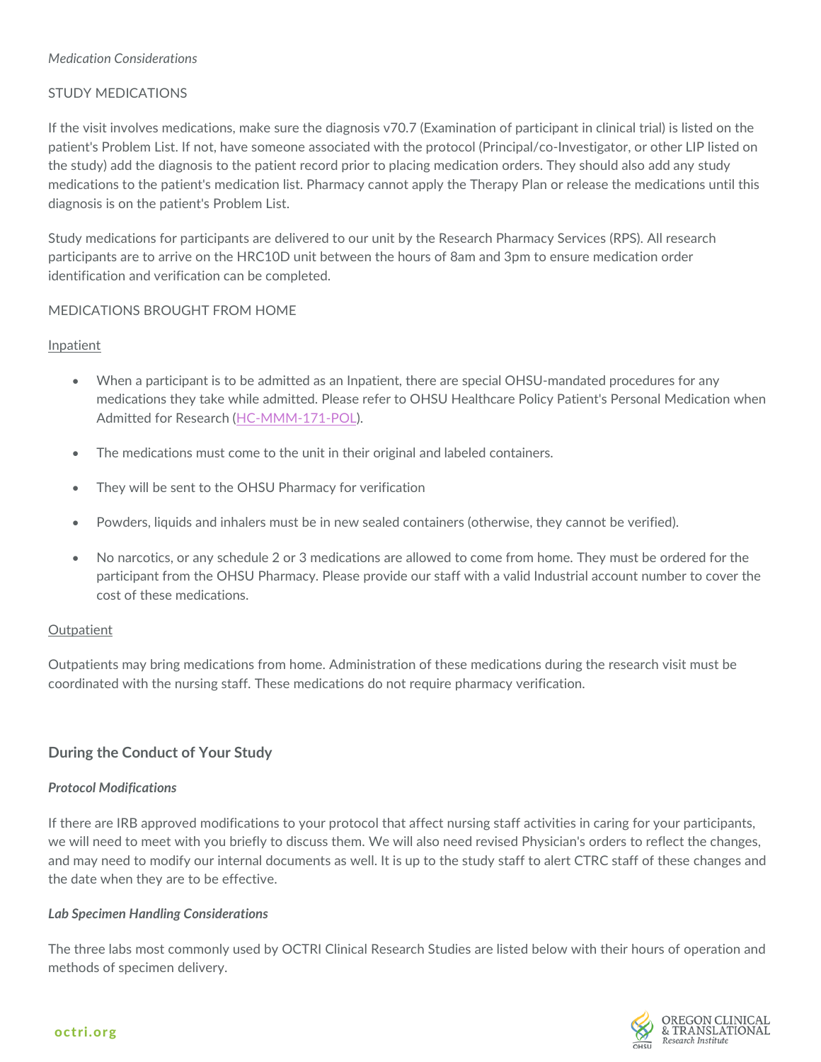*Medication Considerations*

STUDY MEDICATIONS

If the visit involves medications, make sure the diagnosis v70.7 (Examination of participant in clinical trial) is listed on the patient's Problem List. If not, have someone associated with the protocol (Principal/co-Investigator, or other LIP listed on the study) add the diagnosis to the patient record prior to placing medication orders. They should also add any study medications to the patient's medication list. Pharmacy cannot apply the Therapy Plan or release the medications until this diagnosis is on the patient's Problem List.

Study medications for participants are delivered to our unit by the Research Pharmacy Services (RPS). All research participants are to arrive on the HRC10D unit between the hours of 8am and 3pm to ensure medication order identification and verification can be completed.

MEDICATIONS BROUGHT FROM HOME

Inpatient

- When a participant is to be admitted as an Inpatient, there are special OHSU-mandated procedures for any medications they take while admitted. Please refer to OHSU Healthcare Policy Patient's Personal Medication when Admitted for Research (HC-MMM-171-POL).
- The medications must come to the unit in their original and labeled containers.
- They will be sent to the OHSU Pharmacy for verification
- Powders, liquids and inhalers must be in new sealed containers (otherwise, they cannot be verified).
- No narcotics, or any schedule 2 or 3 medications are allowed to come from home. They must be ordered for the participant from the OHSU Pharmacy. Please provide our staff with a valid Industrial account number to cover the cost of these medications.

Outpatient

Outpatients may bring medications from home. Administration of these medications during the research visit must be coordinated with the nursing staff. These medications do not require pharmacy verification.

### During the Conduct of Your Study

***Protocol Modifications***

If there are IRB approved modifications to your protocol that affect nursing staff activities in caring for your participants, we will need to meet with you briefly to discuss them. We will also need revised Physician's orders to reflect the changes, and may need to modify our internal documents as well. It is up to the study staff to alert CTRC staff of these changes and the date when they are to be effective.

***Lab Specimen Handling Considerations***

The three labs most commonly used by OCTRI Clinical Research Studies are listed below with their hours of operation and methods of specimen delivery.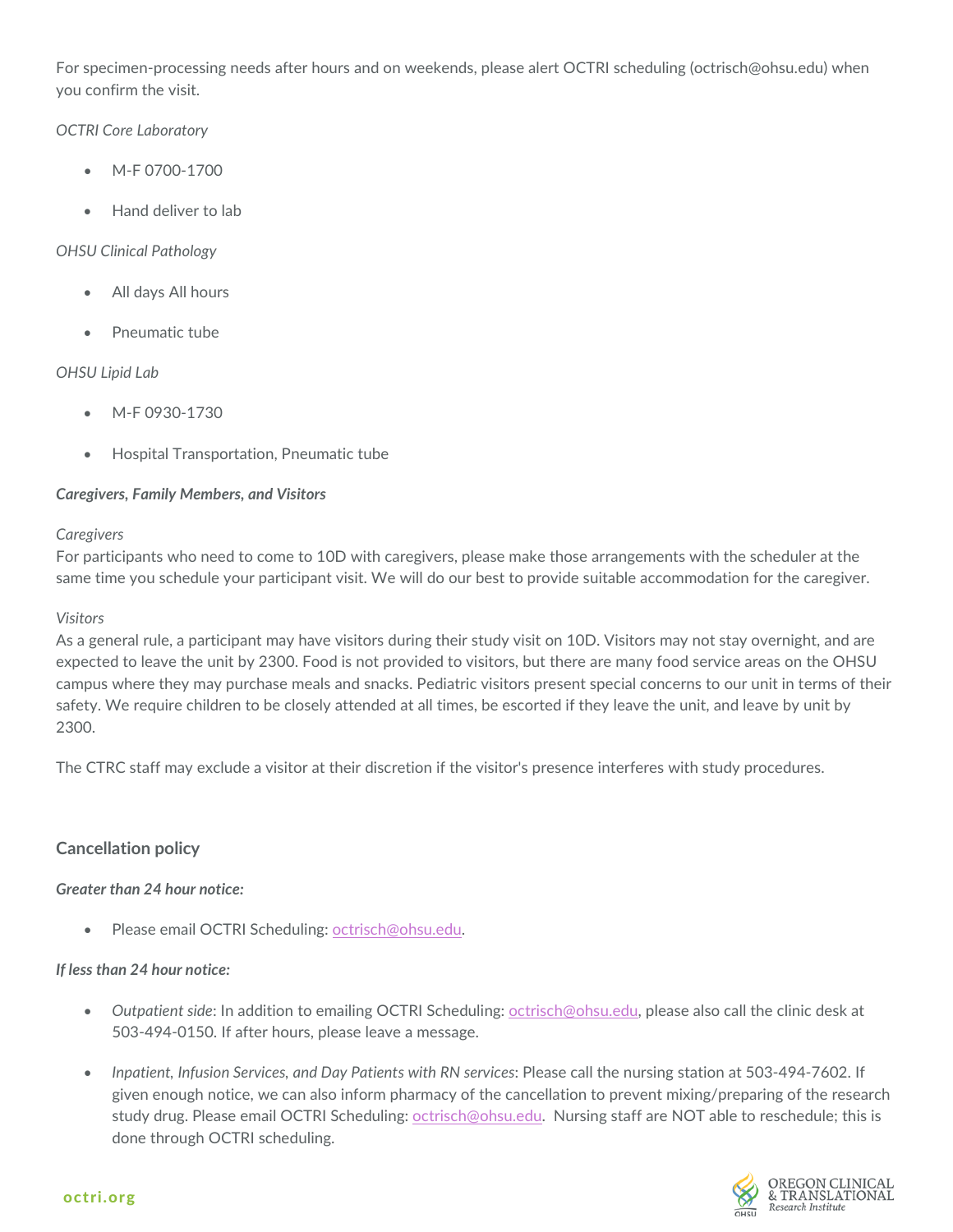For specimen-processing needs after hours and on weekends, please alert OCTRI scheduling (octrisch@ohsu.edu) when you confirm the visit.

*OCTRI Core Laboratory*

- M-F 0700-1700
- Hand deliver to lab

*OHSU Clinical Pathology*

- All days All hours
- Pneumatic tube

*OHSU Lipid Lab*

- M-F 0930-1730
- Hospital Transportation, Pneumatic tube

***Caregivers, Family Members, and Visitors***

*Caregivers*
For participants who need to come to 10D with caregivers, please make those arrangements with the scheduler at the same time you schedule your participant visit. We will do our best to provide suitable accommodation for the caregiver.

*Visitors*
As a general rule, a participant may have visitors during their study visit on 10D. Visitors may not stay overnight, and are expected to leave the unit by 2300. Food is not provided to visitors, but there are many food service areas on the OHSU campus where they may purchase meals and snacks. Pediatric visitors present special concerns to our unit in terms of their safety. We require children to be closely attended at all times, be escorted if they leave the unit, and leave by unit by 2300.

The CTRC staff may exclude a visitor at their discretion if the visitor's presence interferes with study procedures.

## Cancellation policy

***Greater than 24 hour notice:***

- Please email OCTRI Scheduling: octrisch@ohsu.edu.

***If less than 24 hour notice:***

- *Outpatient side*: In addition to emailing OCTRI Scheduling: octrisch@ohsu.edu, please also call the clinic desk at 503-494-0150. If after hours, please leave a message.
- *Inpatient, Infusion Services, and Day Patients with RN services*: Please call the nursing station at 503-494-7602. If given enough notice, we can also inform pharmacy of the cancellation to prevent mixing/preparing of the research study drug. Please email OCTRI Scheduling: octrisch@ohsu.edu. Nursing staff are NOT able to reschedule; this is done through OCTRI scheduling.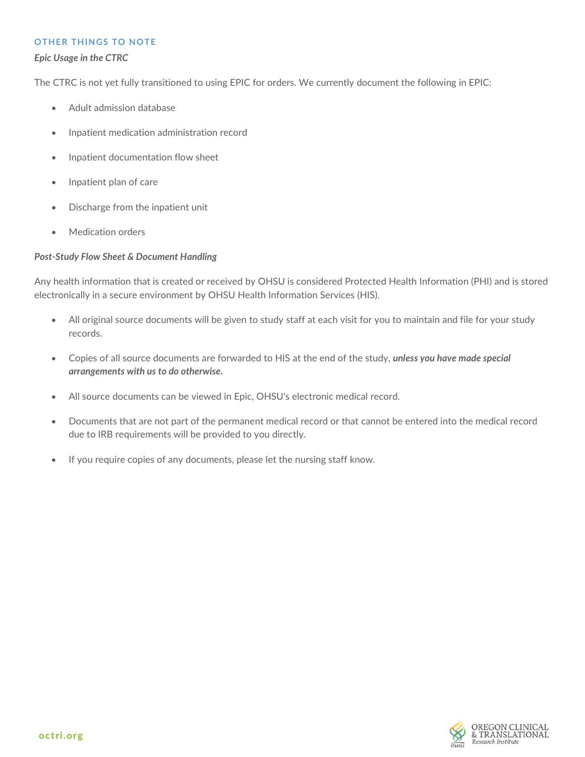## OTHER THINGS TO NOTE

### *Epic Usage in the CTRC*

The CTRC is not yet fully transitioned to using EPIC for orders. We currently document the following in EPIC:

- Adult admission database
- Inpatient medication administration record
- Inpatient documentation flow sheet
- Inpatient plan of care
- Discharge from the inpatient unit
- Medication orders

### *Post-Study Flow Sheet & Document Handling*

Any health information that is created or received by OHSU is considered Protected Health Information (PHI) and is stored electronically in a secure environment by OHSU Health Information Services (HIS).

- All original source documents will be given to study staff at each visit for you to maintain and file for your study records.
- Copies of all source documents are forwarded to HIS at the end of the study, ***unless you have made special arrangements with us to do otherwise.***
- All source documents can be viewed in Epic, OHSU's electronic medical record.
- Documents that are not part of the permanent medical record or that cannot be entered into the medical record due to IRB requirements will be provided to you directly.
- If you require copies of any documents, please let the nursing staff know.